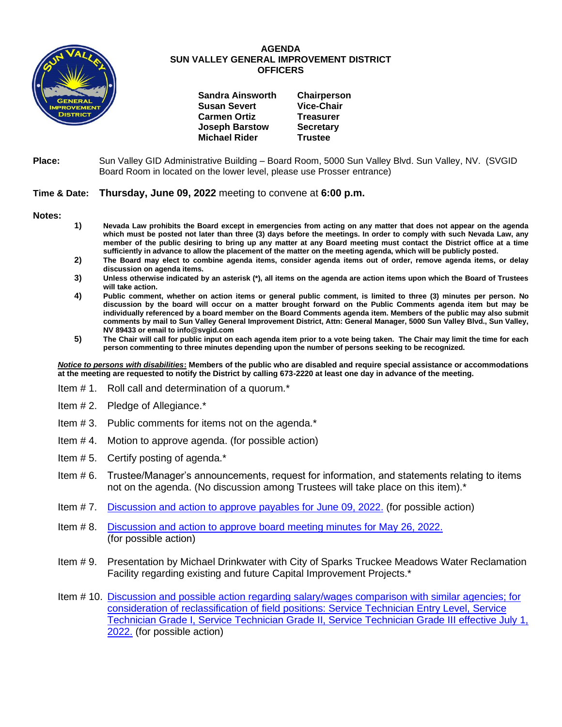# AGENDA
## SUN VALLEY GENERAL IMPROVEMENT DISTRICT
### OFFICERS

| | |
|---|---|
| **Sandra Ainsworth** | **Chairperson** |
| **Susan Severt** | **Vice-Chair** |
| **Carmen Ortiz** | **Treasurer** |
| **Joseph Barstow** | **Secretary** |
| **Michael Rider** | **Trustee** |

**Place:** Sun Valley GID Administrative Building – Board Room, 5000 Sun Valley Blvd. Sun Valley, NV. (SVGID Board Room in located on the lower level, please use Prosser entrance)

**Time & Date:** **Thursday, June 09, 2022** meeting to convene at **6:00 p.m.**

**Notes:**

1) **Nevada Law prohibits the Board except in emergencies from acting on any matter that does not appear on the agenda which must be posted not later than three (3) days before the meetings. In order to comply with such Nevada Law, any member of the public desiring to bring up any matter at any Board meeting must contact the District office at a time sufficiently in advance to allow the placement of the matter on the meeting agenda, which will be publicly posted.**
2) **The Board may elect to combine agenda items, consider agenda items out of order, remove agenda items, or delay discussion on agenda items.**
3) **Unless otherwise indicated by an asterisk (*), all items on the agenda are action items upon which the Board of Trustees will take action.**
4) **Public comment, whether on action items or general public comment, is limited to three (3) minutes per person. No discussion by the board will occur on a matter brought forward on the Public Comments agenda item but may be individually referenced by a board member on the Board Comments agenda item. Members of the public may also submit comments by mail to Sun Valley General Improvement District, Attn: General Manager, 5000 Sun Valley Blvd., Sun Valley, NV 89433 or email to info@svgid.com**
5) **The Chair will call for public input on each agenda item prior to a vote being taken. The Chair may limit the time for each person commenting to three minutes depending upon the number of persons seeking to be recognized.**

***Notice to persons with disabilities*: Members of the public who are disabled and require special assistance or accommodations at the meeting are requested to notify the District by calling 673-2220 at least one day in advance of the meeting.**

Item # 1. Roll call and determination of a quorum.*

Item # 2. Pledge of Allegiance.*

Item # 3. Public comments for items not on the agenda.*

Item # 4. Motion to approve agenda. (for possible action)

Item # 5. Certify posting of agenda.*

Item # 6. Trustee/Manager's announcements, request for information, and statements relating to items not on the agenda. (No discussion among Trustees will take place on this item).*

Item # 7. Discussion and action to approve payables for June 09, 2022. (for possible action)

Item # 8. Discussion and action to approve board meeting minutes for May 26, 2022. (for possible action)

Item # 9. Presentation by Michael Drinkwater with City of Sparks Truckee Meadows Water Reclamation Facility regarding existing and future Capital Improvement Projects.*

Item # 10. Discussion and possible action regarding salary/wages comparison with similar agencies; for consideration of reclassification of field positions: Service Technician Entry Level, Service Technician Grade I, Service Technician Grade II, Service Technician Grade III effective July 1, 2022. (for possible action)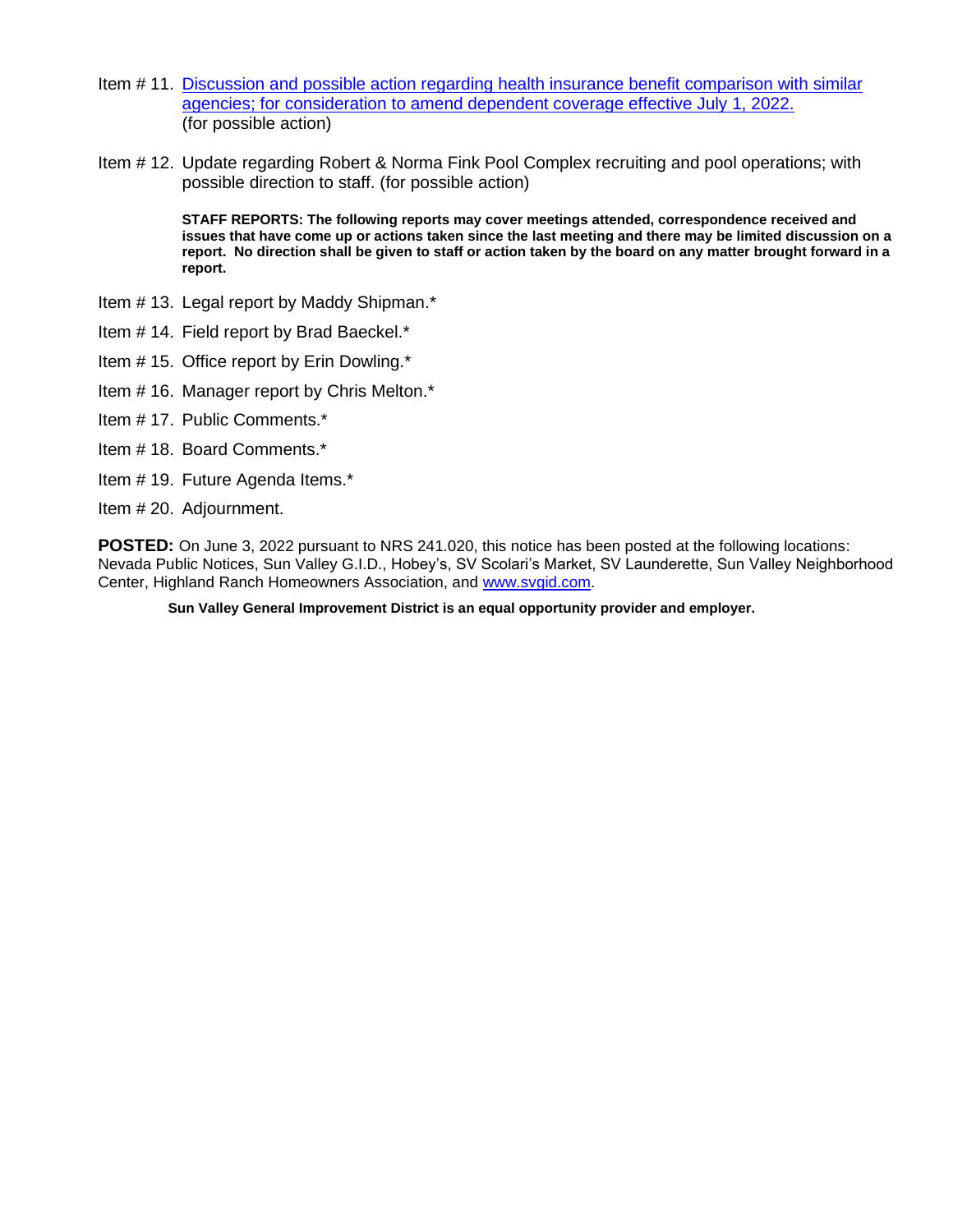Item # 11. Discussion and possible action regarding health insurance benefit comparison with similar agencies; for consideration to amend dependent coverage effective July 1, 2022. (for possible action)

Item # 12. Update regarding Robert & Norma Fink Pool Complex recruiting and pool operations; with possible direction to staff. (for possible action)

**STAFF REPORTS: The following reports may cover meetings attended, correspondence received and issues that have come up or actions taken since the last meeting and there may be limited discussion on a report. No direction shall be given to staff or action taken by the board on any matter brought forward in a report.**

Item # 13. Legal report by Maddy Shipman.*

Item # 14. Field report by Brad Baeckel.*

Item # 15. Office report by Erin Dowling.*

Item # 16. Manager report by Chris Melton.*

Item # 17. Public Comments.*

Item # 18. Board Comments.*

Item # 19. Future Agenda Items.*

Item # 20. Adjournment.

**POSTED:** On June 3, 2022 pursuant to NRS 241.020, this notice has been posted at the following locations: Nevada Public Notices, Sun Valley G.I.D., Hobey's, SV Scolari's Market, SV Launderette, Sun Valley Neighborhood Center, Highland Ranch Homeowners Association, and www.svgid.com.

**Sun Valley General Improvement District is an equal opportunity provider and employer.**